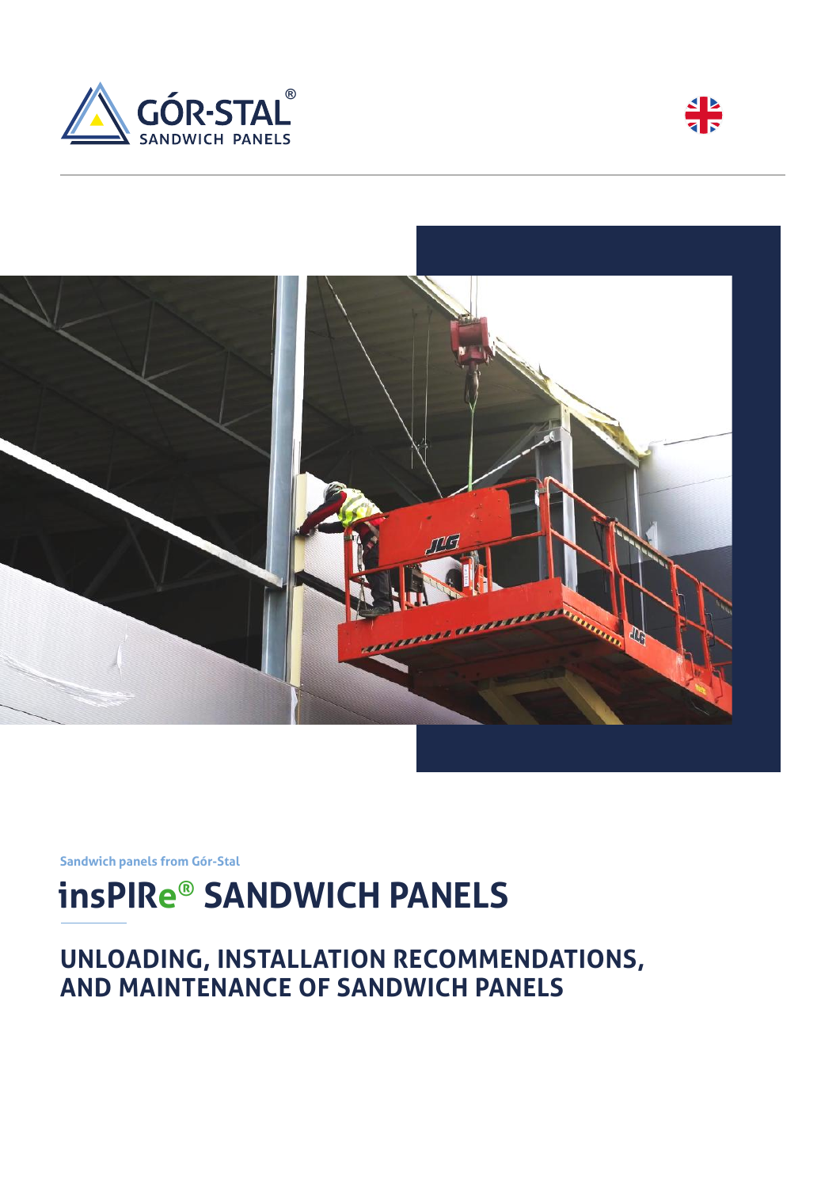GÓR-STAL®
SANDWICH PANELS

Sandwich panels from Gór-Stal

# insPIRe® SANDWICH PANELS

## UNLOADING, INSTALLATION RECOMMENDATIONS, AND MAINTENANCE OF SANDWICH PANELS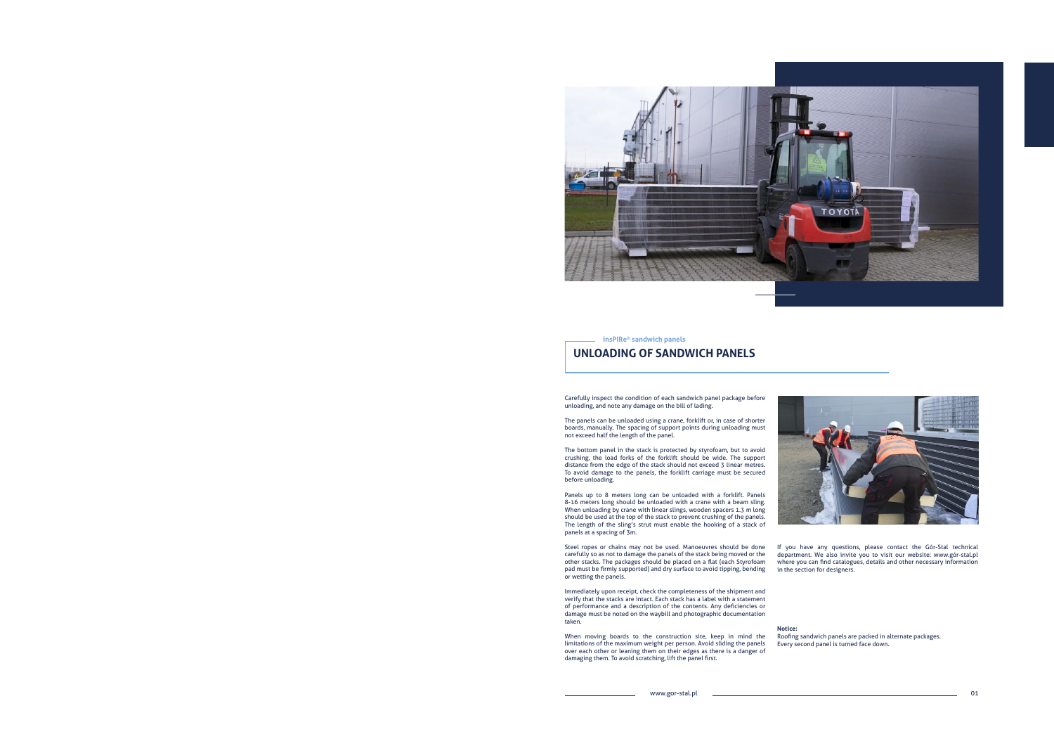insPIRe® sandwich panels

# UNLOADING OF SANDWICH PANELS

Carefully inspect the condition of each sandwich panel package before unloading, and note any damage on the bill of lading.

The panels can be unloaded using a crane, forklift or, in case of shorter boards, manually. The spacing of support points during unloading must not exceed half the length of the panel.

The bottom panel in the stack is protected by styrofoam, but to avoid crushing, the load forks of the forklift should be wide. The support distance from the edge of the stack should not exceed 3 linear metres. To avoid damage to the panels, the forklift carriage must be secured before unloading.

Panels up to 8 meters long can be unloaded with a forklift. Panels 8-16 meters long should be unloaded with a crane with a beam sling. When unloading by crane with linear slings, wooden spacers 1.3 m long should be used at the top of the stack to prevent crushing of the panels. The length of the sling's strut must enable the hooking of a stack of panels at a spacing of 3m.

Steel ropes or chains may not be used. Manoeuvres should be done carefully so as not to damage the panels of the stack being moved or the other stacks. The packages should be placed on a flat (each Styrofoam pad must be firmly supported) and dry surface to avoid tipping, bending or wetting the panels.

Immediately upon receipt, check the completeness of the shipment and verify that the stacks are intact. Each stack has a label with a statement of performance and a description of the contents. Any deficiencies or damage must be noted on the waybill and photographic documentation taken.

When moving boards to the construction site, keep in mind the limitations of the maximum weight per person. Avoid sliding the panels over each other or leaning them on their edges as there is a danger of damaging them. To avoid scratching, lift the panel first.

If you have any questions, please contact the Gór-Stal technical department. We also invite you to visit our website: www.gór-stal.pl where you can find catalogues, details and other necessary information in the section for designers.

**Notice:**
Roofing sandwich panels are packed in alternate packages. Every second panel is turned face down.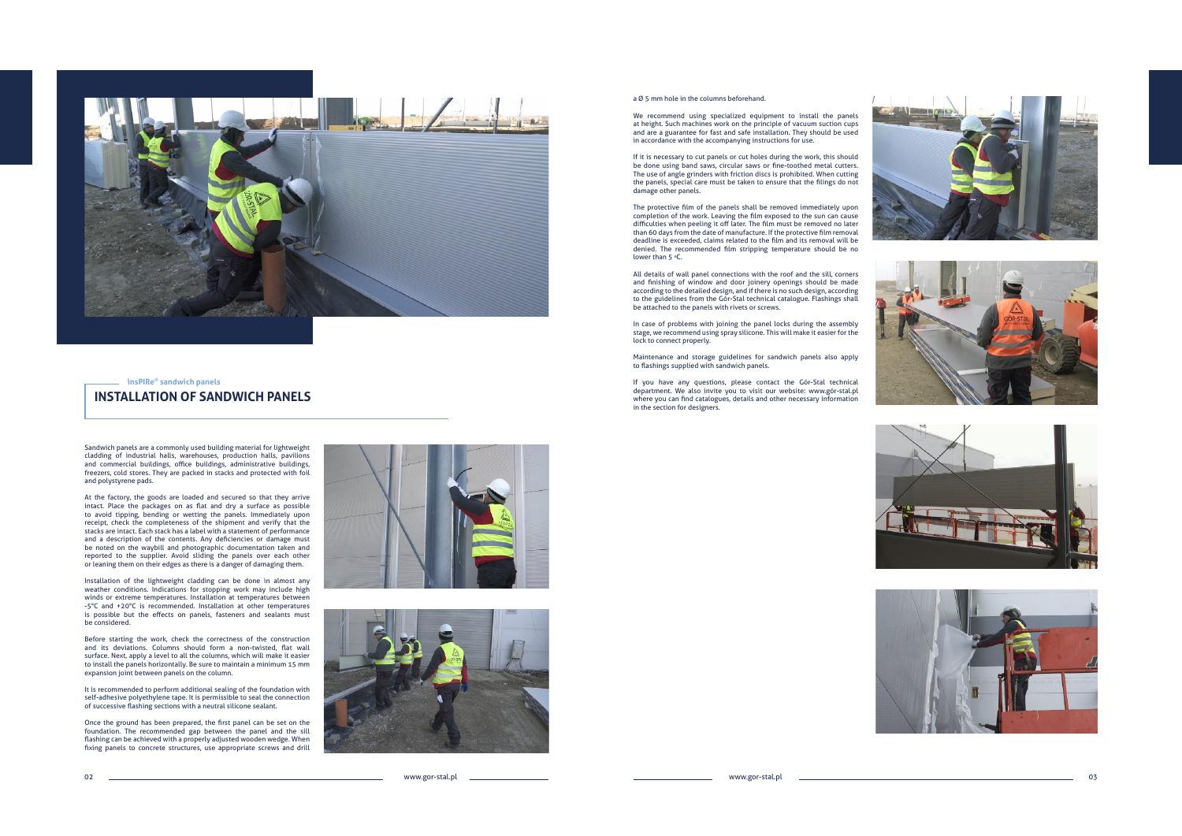insPIRe® sandwich panels

# INSTALLATION OF SANDWICH PANELS

Sandwich panels are a commonly used building material for lightweight cladding of industrial halls, warehouses, production halls, pavilions and commercial buildings, office buildings, administrative buildings, freezers, cold stores. They are packed in stacks and protected with foil and polystyrene pads.

At the factory, the goods are loaded and secured so that they arrive intact. Place the packages on as flat and dry a surface as possible to avoid tipping, bending or wetting the panels. Immediately upon receipt, check the completeness of the shipment and verify that the stacks are intact. Each stack has a label with a statement of performance and a description of the contents. Any deficiencies or damage must be noted on the waybill and photographic documentation taken and reported to the supplier. Avoid sliding the panels over each other or leaning them on their edges as there is a danger of damaging them.

Installation of the lightweight cladding can be done in almost any weather conditions. Indications for stopping work may include high winds or extreme temperatures. Installation at temperatures between -5°C and +20°C is recommended. Installation at other temperatures is possible but the effects on panels, fasteners and sealants must be considered.

Before starting the work, check the correctness of the construction and its deviations. Columns should form a non-twisted, flat wall surface. Next, apply a level to all the columns, which will make it easier to install the panels horizontally. Be sure to maintain a minimum 15 mm expansion joint between panels on the column.

It is recommended to perform additional sealing of the foundation with self-adhesive polyethylene tape. It is permissible to seal the connection of successive flashing sections with a neutral silicone sealant.

Once the ground has been prepared, the first panel can be set on the foundation. The recommended gap between the panel and the sill flashing can be achieved with a properly adjusted wooden wedge. When fixing panels to concrete structures, use appropriate screws and drill a Ø 5 mm hole in the columns beforehand.

We recommend using specialized equipment to install the panels at height. Such machines work on the principle of vacuum suction cups and are a guarantee for fast and safe installation. They should be used in accordance with the accompanying instructions for use.

If it is necessary to cut panels or cut holes during the work, this should be done using band saws, circular saws or fine-toothed metal cutters. The use of angle grinders with friction discs is prohibited. When cutting the panels, special care must be taken to ensure that the filings do not damage other panels.

The protective film of the panels shall be removed immediately upon completion of the work. Leaving the film exposed to the sun can cause difficulties when peeling it off later. The film must be removed no later than 60 days from the date of manufacture. If the protective film removal deadline is exceeded, claims related to the film and its removal will be denied. The recommended film stripping temperature should be no lower than 5 °C.

All details of wall panel connections with the roof and the sill, corners and finishing of window and door joinery openings should be made according to the detailed design, and if there is no such design, according to the guidelines from the Gór-Stal technical catalogue. Flashings shall be attached to the panels with rivets or screws.

In case of problems with joining the panel locks during the assembly stage, we recommend using spray silicone. This will make it easier for the lock to connect properly.

Maintenance and storage guidelines for sandwich panels also apply to flashings supplied with sandwich panels.

If you have any questions, please contact the Gór-Stal technical department. We also invite you to visit our website: www.gór-stal.pl where you can find catalogues, details and other necessary information in the section for designers.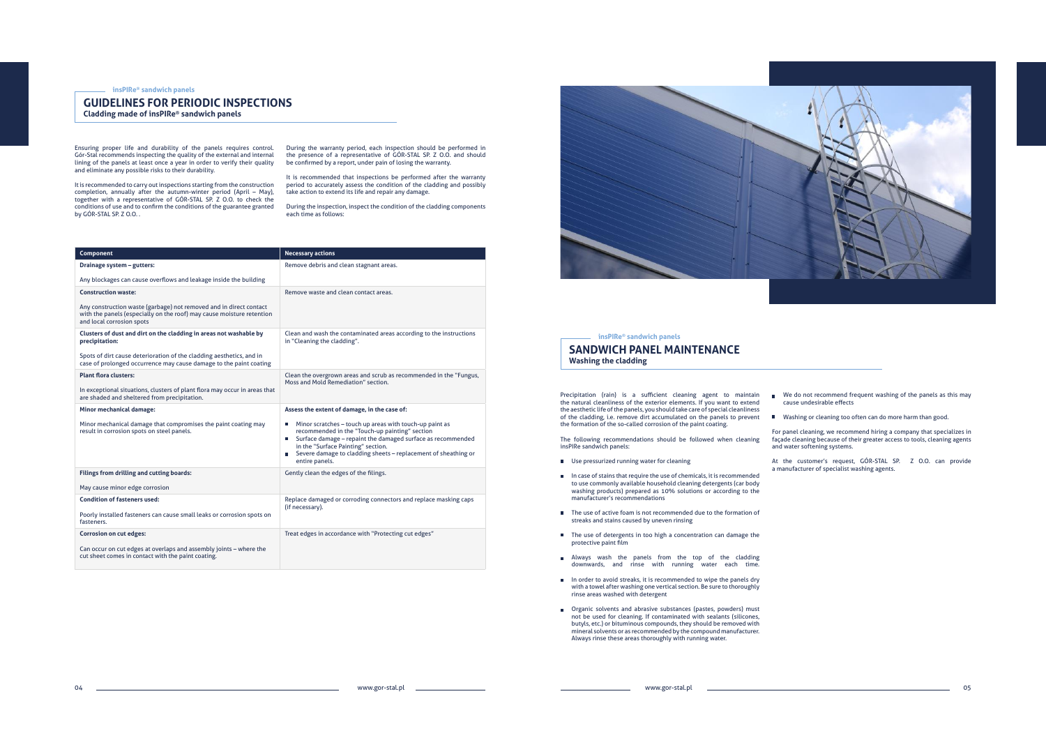insPIRe® sandwich panels

# GUIDELINES FOR PERIODIC INSPECTIONS

**Cladding made of insPIRe® sandwich panels**

Ensuring proper life and durability of the panels requires control. Gór-Stal recommends inspecting the quality of the external and internal lining of the panels at least once a year in order to verify their quality and eliminate any possible risks to their durability.

It is recommended to carry out inspections starting from the construction completion, annually after the autumn-winter period (April – May), together with a representative of GÓR-STAL SP. Z O.O. to check the conditions of use and to confirm the conditions of the guarantee granted by GÓR-STAL SP. Z O.O. .

During the warranty period, each inspection should be performed in the presence of a representative of GÓR-STAL SP. Z O.O. and should be confirmed by a report, under pain of losing the warranty.

It is recommended that inspections be performed after the warranty period to accurately assess the condition of the cladding and possibly take action to extend its life and repair any damage.

During the inspection, inspect the condition of the cladding components each time as follows:

| Component | Necessary actions |
|---|---|
| **Drainage system – gutters:**<br><br>Any blockages can cause overflows and leakage inside the building | Remove debris and clean stagnant areas. |
| **Construction waste:**<br><br>Any construction waste (garbage) not removed and in direct contact with the panels (especially on the roof) may cause moisture retention and local corrosion spots | Remove waste and clean contact areas. |
| **Clusters of dust and dirt on the cladding in areas not washable by precipitation:**<br><br>Spots of dirt cause deterioration of the cladding aesthetics, and in case of prolonged occurrence may cause damage to the paint coating | Clean and wash the contaminated areas according to the instructions in "Cleaning the cladding". |
| **Plant flora clusters:**<br><br>In exceptional situations, clusters of plant flora may occur in areas that are shaded and sheltered from precipitation. | Clean the overgrown areas and scrub as recommended in the "Fungus, Moss and Mold Remediation" section. |
| **Minor mechanical damage:**<br><br>Minor mechanical damage that compromises the paint coating may result in corrosion spots on steel panels. | **Assess the extent of damage, in the case of:**<br>■ Minor scratches – touch up areas with touch-up paint as recommended in the "Touch-up painting" section<br>■ Surface damage – repaint the damaged surface as recommended in the "Surface Painting" section.<br>■ Severe damage to cladding sheets – replacement of sheathing or entire panels. |
| **Filings from drilling and cutting boards:**<br><br>May cause minor edge corrosion | Gently clean the edges of the filings. |
| **Condition of fasteners used:**<br><br>Poorly installed fasteners can cause small leaks or corrosion spots on fasteners. | Replace damaged or corroding connectors and replace masking caps (if necessary). |
| **Corrosion on cut edges:**<br><br>Can occur on cut edges at overlaps and assembly joints – where the cut sheet comes in contact with the paint coating. | Treat edges in accordance with "Protecting cut edges" |

insPIRe® sandwich panels

# SANDWICH PANEL MAINTENANCE

**Washing the cladding**

Precipitation (rain) is a sufficient cleaning agent to maintain the natural cleanliness of the exterior elements. If you want to extend the aesthetic life of the panels, you should take care of special cleanliness of the cladding, i.e. remove dirt accumulated on the panels to prevent the formation of the so-called corrosion of the paint coating.

The following recommendations should be followed when cleaning insPIRe sandwich panels:

- Use pressurized running water for cleaning
- In case of stains that require the use of chemicals, it is recommended to use commonly available household cleaning detergents (car body washing products) prepared as 10% solutions or according to the manufacturer's recommendations
- The use of active foam is not recommended due to the formation of streaks and stains caused by uneven rinsing
- The use of detergents in too high a concentration can damage the protective paint film
- Always wash the panels from the top of the cladding downwards, and rinse with running water each time.
- In order to avoid streaks, it is recommended to wipe the panels dry with a towel after washing one vertical section. Be sure to thoroughly rinse areas washed with detergent
- Organic solvents and abrasive substances (pastes, powders) must not be used for cleaning. If contaminated with sealants (silicones, butyls, etc.) or bituminous compounds, they should be removed with mineral solvents or as recommended by the compound manufacturer. Always rinse these areas thoroughly with running water.
- We do not recommend frequent washing of the panels as this may cause undesirable effects
- Washing or cleaning too often can do more harm than good.

For panel cleaning, we recommend hiring a company that specializes in façade cleaning because of their greater access to tools, cleaning agents and water softening systems.

At the customer's request, GÓR-STAL SP. Z O.O. can provide a manufacturer of specialist washing agents.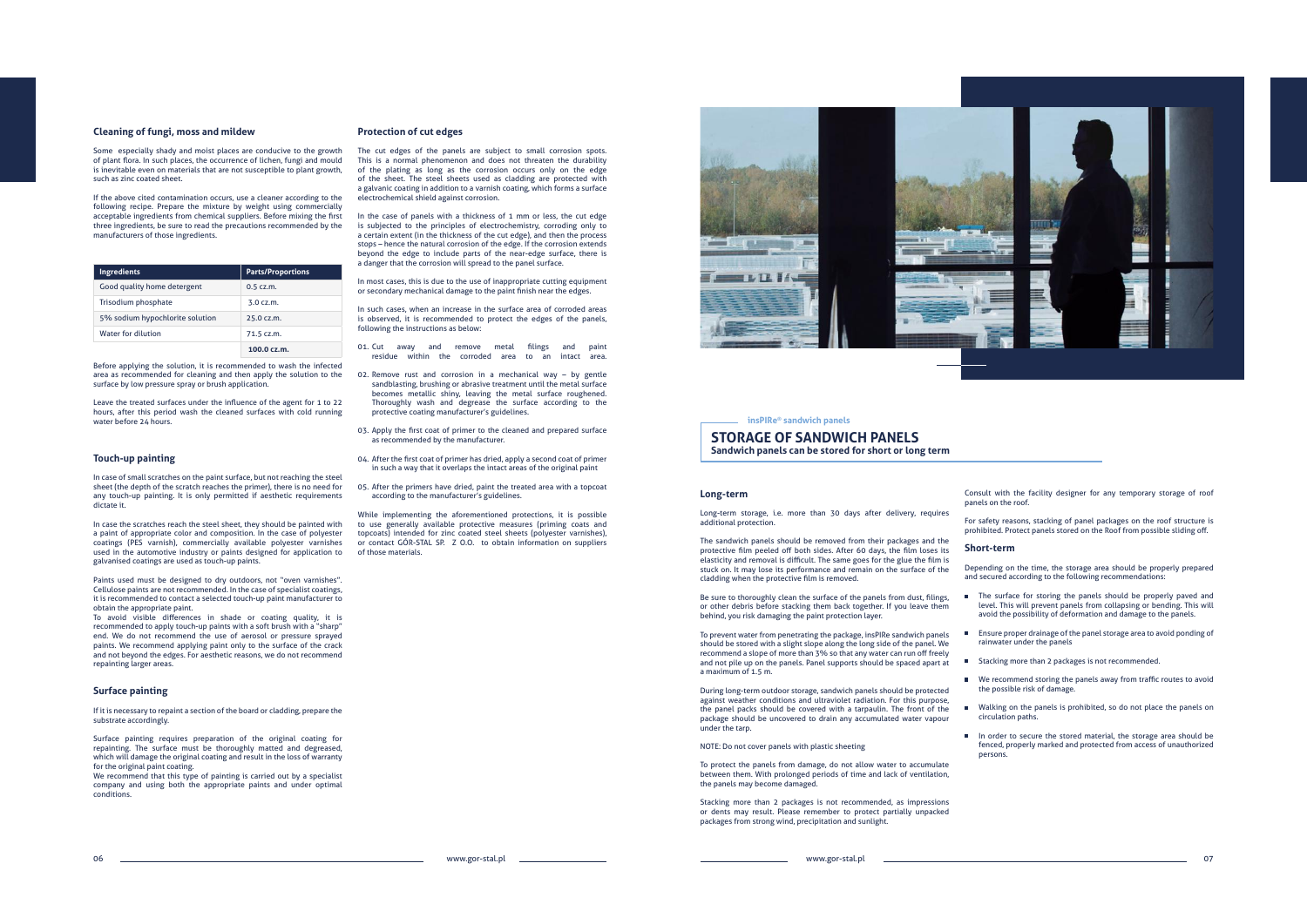## Cleaning of fungi, moss and mildew

Some especially shady and moist places are conducive to the growth of plant flora. In such places, the occurrence of lichen, fungi and mould is inevitable even on materials that are not susceptible to plant growth, such as zinc coated sheet.

If the above cited contamination occurs, use a cleaner according to the following recipe. Prepare the mixture by weight using commercially acceptable ingredients from chemical suppliers. Before mixing the first three ingredients, be sure to read the precautions recommended by the manufacturers of those ingredients.

| Ingredients | Parts/Proportions |
|---|---|
| Good quality home detergent | 0.5 cz.m. |
| Trisodium phosphate | 3.0 cz.m. |
| 5% sodium hypochlorite solution | 25.0 cz.m. |
| Water for dilution | 71.5 cz.m. |
| | **100.0 cz.m.** |

Before applying the solution, it is recommended to wash the infected area as recommended for cleaning and then apply the solution to the surface by low pressure spray or brush application.

Leave the treated surfaces under the influence of the agent for 1 to 22 hours, after this period wash the cleaned surfaces with cold running water before 24 hours.

## Touch-up painting

In case of small scratches on the paint surface, but not reaching the steel sheet (the depth of the scratch reaches the primer), there is no need for any touch-up painting. It is only permitted if aesthetic requirements dictate it.

In case the scratches reach the steel sheet, they should be painted with a paint of appropriate color and composition. In the case of polyester coatings (PES varnish), commercially available polyester varnishes used in the automotive industry or paints designed for application to galvanised coatings are used as touch-up paints.

Paints used must be designed to dry outdoors, not "oven varnishes". Cellulose paints are not recommended. In the case of specialist coatings, it is recommended to contact a selected touch-up paint manufacturer to obtain the appropriate paint.
To avoid visible differences in shade or coating quality, it is recommended to apply touch-up paints with a soft brush with a "sharp" end. We do not recommend the use of aerosol or pressure sprayed paints. We recommend applying paint only to the surface of the crack and not beyond the edges. For aesthetic reasons, we do not recommend repainting larger areas.

## Surface painting

If it is necessary to repaint a section of the board or cladding, prepare the substrate accordingly.

Surface painting requires preparation of the original coating for repainting. The surface must be thoroughly matted and degreased, which will damage the original coating and result in the loss of warranty for the original paint coating.
We recommend that this type of painting is carried out by a specialist company and using both the appropriate paints and under optimal conditions.

## Protection of cut edges

The cut edges of the panels are subject to small corrosion spots. This is a normal phenomenon and does not threaten the durability of the plating as long as the corrosion occurs only on the edge of the sheet. The steel sheets used as cladding are protected with a galvanic coating in addition to a varnish coating, which forms a surface electrochemical shield against corrosion.

In the case of panels with a thickness of 1 mm or less, the cut edge is subjected to the principles of electrochemistry, corroding only to a certain extent (in the thickness of the cut edge), and then the process stops – hence the natural corrosion of the edge. If the corrosion extends beyond the edge to include parts of the near-edge surface, there is a danger that the corrosion will spread to the panel surface.

In most cases, this is due to the use of inappropriate cutting equipment or secondary mechanical damage to the paint finish near the edges.

In such cases, when an increase in the surface area of corroded areas is observed, it is recommended to protect the edges of the panels, following the instructions as below:

01. Cut away and remove metal filings and paint residue within the corroded area to an intact area.
02. Remove rust and corrosion in a mechanical way – by gentle sandblasting, brushing or abrasive treatment until the metal surface becomes metallic shiny, leaving the metal surface roughened. Thoroughly wash and degrease the surface according to the protective coating manufacturer's guidelines.
03. Apply the first coat of primer to the cleaned and prepared surface as recommended by the manufacturer.
04. After the first coat of primer has dried, apply a second coat of primer in such a way that it overlaps the intact areas of the original paint
05. After the primers have dried, paint the treated area with a topcoat according to the manufacturer's guidelines.

While implementing the aforementioned protections, it is possible to use generally available protective measures (priming coats and topcoats) intended for zinc coated steel sheets (polyester varnishes), or contact GÓR-STAL SP. Z O.O. to obtain information on suppliers of those materials.

insPIRe® sandwich panels

# STORAGE OF SANDWICH PANELS

**Sandwich panels can be stored for short or long term**

## Long-term

Long-term storage, i.e. more than 30 days after delivery, requires additional protection.

The sandwich panels should be removed from their packages and the protective film peeled off both sides. After 60 days, the film loses its elasticity and removal is difficult. The same goes for the glue the film is stuck on. It may lose its performance and remain on the surface of the cladding when the protective film is removed.

Be sure to thoroughly clean the surface of the panels from dust, filings, or other debris before stacking them back together. If you leave them behind, you risk damaging the paint protection layer.

To prevent water from penetrating the package, insPIRe sandwich panels should be stored with a slight slope along the long side of the panel. We recommend a slope of more than 3% so that any water can run off freely and not pile up on the panels. Panel supports should be spaced apart at a maximum of 1.5 m.

During long-term outdoor storage, sandwich panels should be protected against weather conditions and ultraviolet radiation. For this purpose, the panel packs should be covered with a tarpaulin. The front of the package should be uncovered to drain any accumulated water vapour under the tarp.

NOTE: Do not cover panels with plastic sheeting

To protect the panels from damage, do not allow water to accumulate between them. With prolonged periods of time and lack of ventilation, the panels may become damaged.

Stacking more than 2 packages is not recommended, as impressions or dents may result. Please remember to protect partially unpacked packages from strong wind, precipitation and sunlight.

Consult with the facility designer for any temporary storage of roof panels on the roof.

For safety reasons, stacking of panel packages on the roof structure is prohibited. Protect panels stored on the Roof from possible sliding off.

## Short-term

Depending on the time, the storage area should be properly prepared and secured according to the following recommendations:

- The surface for storing the panels should be properly paved and level. This will prevent panels from collapsing or bending. This will avoid the possibility of deformation and damage to the panels.
- Ensure proper drainage of the panel storage area to avoid ponding of rainwater under the panels
- Stacking more than 2 packages is not recommended.
- We recommend storing the panels away from traffic routes to avoid the possible risk of damage.
- Walking on the panels is prohibited, so do not place the panels on circulation paths.
- In order to secure the stored material, the storage area should be fenced, properly marked and protected from access of unauthorized persons.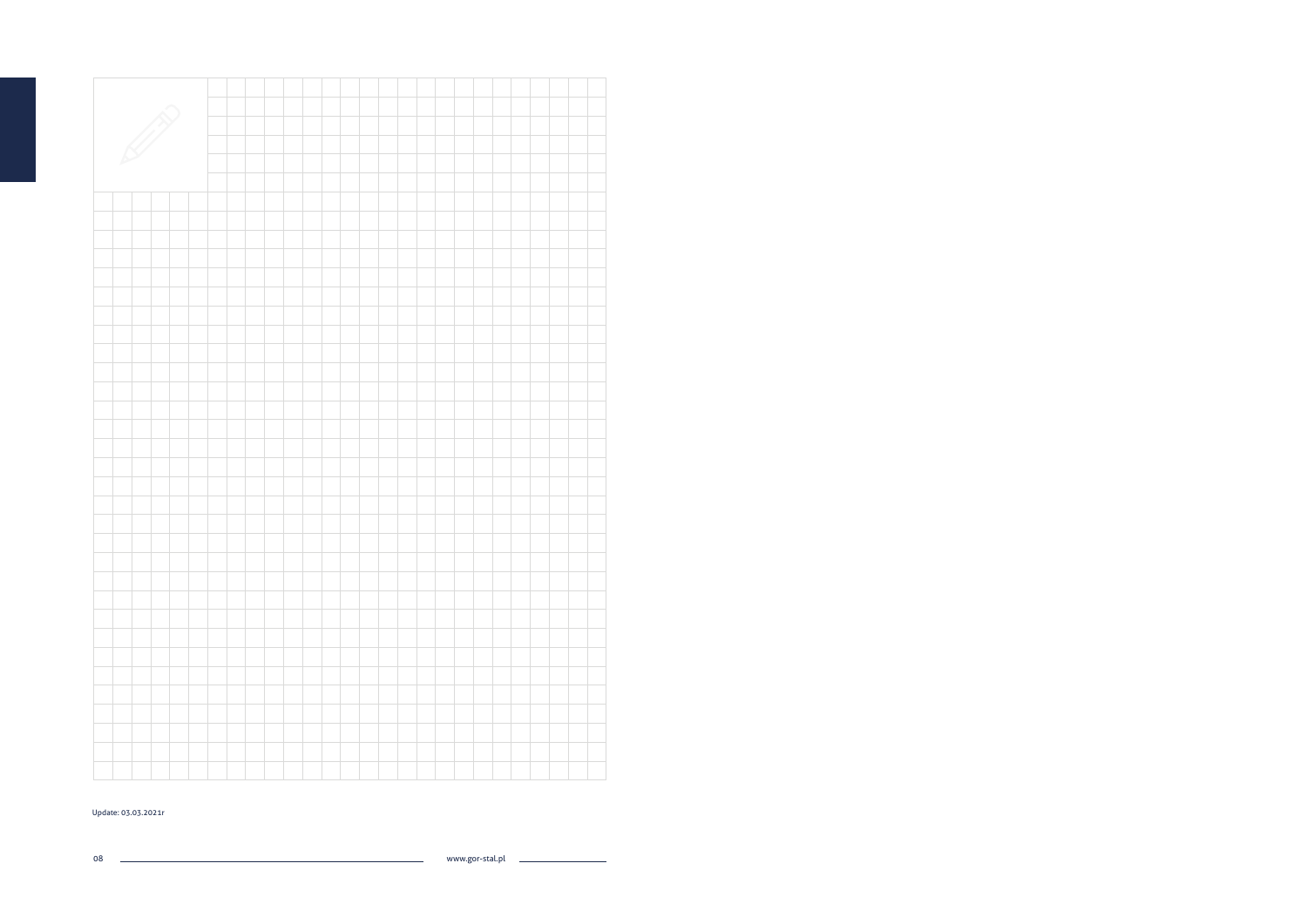Update: 03.03.2021r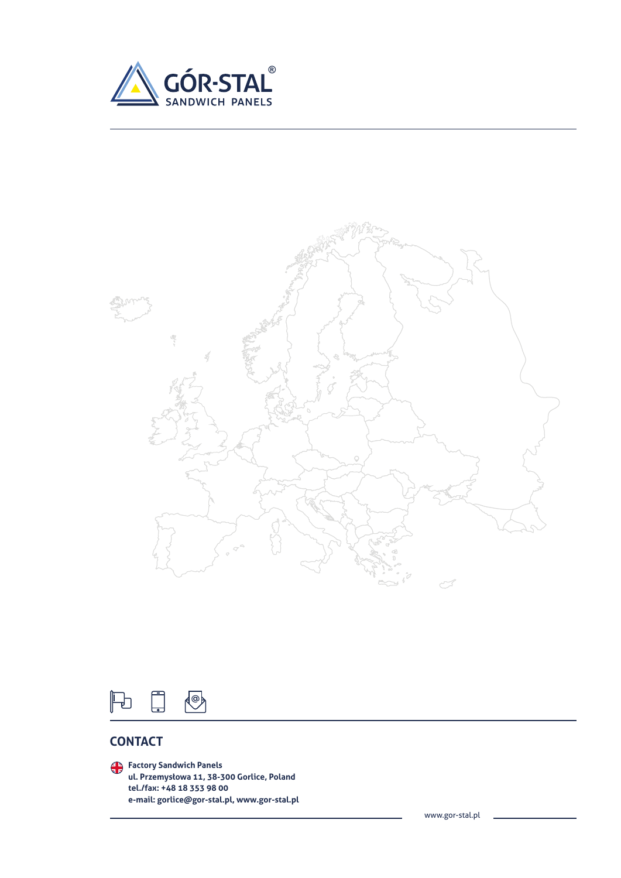GÓR-STAL®
SANDWICH PANELS

## CONTACT

**Factory Sandwich Panels**
**ul. Przemysłowa 11, 38-300 Gorlice, Poland**
**tel./fax: +48 18 353 98 00**
**e-mail: gorlice@gor-stal.pl, www.gor-stal.pl**